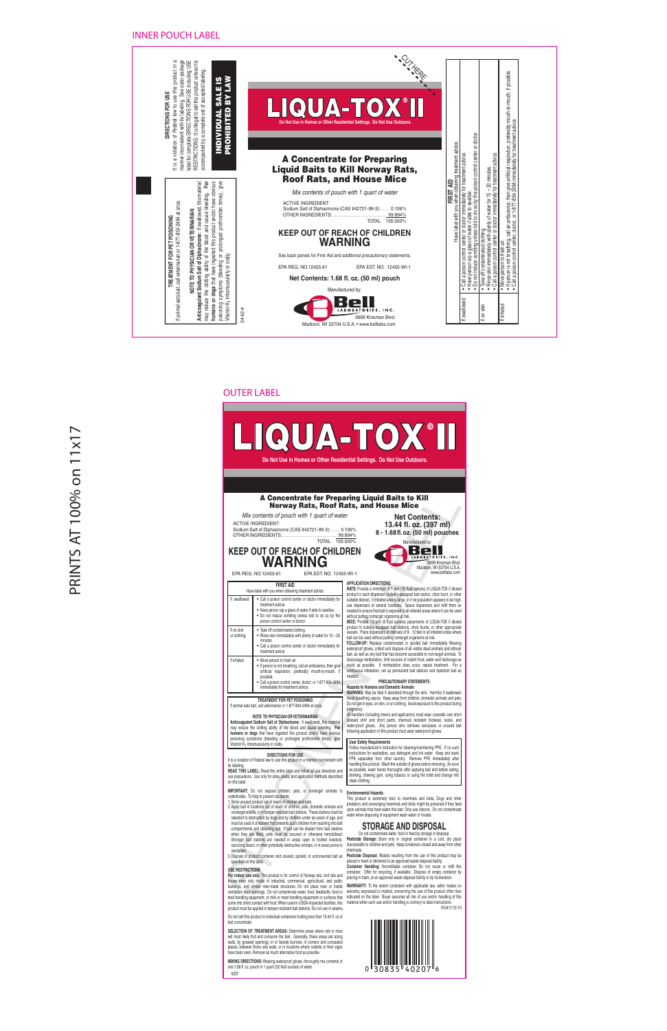INNER POUCH LABEL

# LIQUA-TOX® II

**Do Not Use in Homes or Other Residential Settings. Do Not Use Outdoors.**

CUT HERE

### A Concentrate for Preparing Liquid Baits to Kill Norway Rats, Roof Rats, and House Mice

*Mix contents of pouch with 1 quart of water*

ACTIVE INGREDIENT:
Sodium Salt of Diphacinone (CAS #42721-99-3): ..... 0.106%
OTHER INGREDIENTS: ..... 99.894%
TOTAL 100.000%

**KEEP OUT OF REACH OF CHILDREN**
## WARNING

See back panels for First Aid and additional precautionary statements.

EPA REG. NO.12455-61 EPA EST. NO. 12455-WI-1

**Net Contents: 1.68 fl. oz. (50 ml) pouch**

Manufactured by:
Bell LABORATORIES, INC.
3699 Kinsman Blvd.
Madison, WI 53704 U.S.A. • www.belllabs.com

**DIRECTIONS FOR USE**
It is a violation of Federal law to use this product in a manner inconsistent with its labeling. See outer package label for complete DIRECTIONS FOR USE including USE RESTRICTIONS. It is illegal to sell this product unless its accompanied by a complete set of accepted labeling.

**INDIVIDUAL SALE IS PROHIBITED BY LAW**

**TREATMENT FOR PET POISONING**
If animal eats bait, call veterinarian or 1-877-854-2494 at once.

**NOTE TO PHYSICIAN OR VETERINARIAN**
**Anticoagulant Sodium Salt of Diphacinone:** If swallowed, this material may reduce the clotting ability of the blood and cause bleeding. **For humans or dogs** that have ingested this product and/or have obvious poisoning symptoms (bleeding or prolonged prothrombin times), give Vitamin $K_1$ intramuscularly or orally.

24-42-4

**FIRST AID**
Have label with you when obtaining treatment advice.

| | |
|---|---|
| If swallowed | • Call a poison control center or doctor immediately for treatment advice. • Have person sip a glass of water if able to swallow. • Do not induce vomiting unless told to do so by the poison control center or doctor. |
| If on skin | • Take off contaminated clothing. • Rinse skin immediately with plenty of water for 15 – 20 minutes. • Call a poison control center or doctor immediately for treatment advice. |
| If inhaled | • Move person to fresh air. • If person is not breathing, call an ambulance, then give artificial respiration, preferably mouth-to-mouth, if possible. • Call a poison control center, doctor, or 1-877-854-2494 immediately for treatment advice. |

OUTER LABEL

PRINTS AT 100% on 11x17

# LIQUA-TOX® II

**Do Not Use in Homes or Other Residential Settings. Do Not Use Outdoors.**

### A Concentrate for Preparing Liquid Baits to Kill Norway Rats, Roof Rats, and House Mice

*Mix contents of pouch with 1 quart of water*

ACTIVE INGREDIENT:
Sodium Salt of Diphacinone (CAS #42721-99-3): ..... 0.106%
OTHER INGREDIENTS: ..... 99.894%
TOTAL 100.000%

**Net Contents: 13.44 fl. oz. (397 ml) 8 - 1.68 fl. oz. (50 ml) pouches**

**KEEP OUT OF REACH OF CHILDREN**
## WARNING

EPA REG. NO.12455-61 EPA EST. NO. 12455-WI-1

Manufactured by:
Bell LABORATORIES, INC.
3699 Kinsman Blvd.
Madison, WI 53704 U.S.A.
www.belllabs.com

**FIRST AID**
Have label with you when obtaining treatment advice.

| | |
|---|---|
| If swallowed | • Call a poison control center or doctor immediately for treatment advice. • Have person sip a glass of water if able to swallow. • Do not induce vomiting unless told to do so by the poison control center or doctor. |
| If on skin or clothing | • Take off contaminated clothing. • Rinse skin immediately with plenty of water for 15 – 20 minutes. • Call a poison control center or doctor immediately for treatment advice. |
| If inhaled | • Move person to fresh air. • If person is not breathing, call an ambulance, then give artificial respiration, preferably mouth-to-mouth, if possible. • Call a poison control center, doctor, or 1-877-854-2494 immediately for treatment advice. |

**TREATMENT FOR PET POISONING**
If animal eats bait, call veterinarian or 1-877-854-2494 at once.

**NOTE TO PHYSICIAN OR VETERINARIAN**
**Anticoagulant Sodium Salt of Diphacinone:** If swallowed, this material may reduce the clotting ability of the blood and cause bleeding. **For humans or dogs** that have ingested this product and/or have obvious poisoning symptoms (bleeding or prolonged prothrombin times), give Vitamin $K_1$ intramuscularly or orally.

**DIRECTIONS FOR USE**
It is a violation of Federal law to use this product in a manner inconsistent with its labeling.
**READ THIS LABEL:** Read this entire label and follow all use directions and use precautions. Use only for sites, pests, and application methods described on this label.

**IMPORTANT:** Do not expose children, pets, or nontarget animals to rodenticides. To help to prevent accidents:
1. Store unused product out of reach of children and pets.
2. Apply bait in locations out of reach of children, pets, domestic animals and nontarget wildlife, or in tamper-resistant bait stations. These stations must be resistant to destruction by dogs and by children under six years of age, and must be used in a manner that prevents such children from reaching into bait compartments and obtaining bait. If bait can be shaken from bait stations when they are lifted, units must be secured or otherwise immobilized. Stronger bait stations are needed in areas open to hoofed livestock, raccoons, bears, or other potentially destructive animals, or in areas prone to vandalism.
3. Dispose of product container and unused, spoiled, or unconsumed bait as specified on this label.

**USE RESTRICTIONS**
**For indoor use only.** This product is for control of Norway rats, roof rats and house mice only inside of industrial, commercial, agricultural, and public buildings, and similar man-made structures. Do not place near or inside ventilation duct openings. Do not contaminate water, food, feedstuffs, food or feed handling equipment, or milk or meat handling equipment or surfaces that come into direct contact with food. When used in USDA-inspected facilities, this product must be applied in tamper-resistant bait stations. Do not use in sewers.

Do not sell this product in individual containers holding less than 13.44 fl. oz of bait concentrate.

**SELECTION OF TREATMENT AREAS:** Determine areas where rats or mice will most likely find and consume the bait. Generally, these areas are along walls, by gnawed openings, in or beside burrows, in corners and concealed places, between floors and walls, or in locations where rodents or their signs have been seen. Remove as much alternative food as possible.

**MIXING DIRECTIONS:** Wearing waterproof gloves, thoroughly mix contents of one 1.68 fl. oz. pouch in 1 quart (32 fluid ounces) of water.

6337

**APPLICATION DIRECTIONS:**
**RATS:** Provide a minimum of 1 pint (16 fluid ounces) of LIQUA-TOX II diluted product in each dispenser (suitably-equipped bait station, chick fount, or other suitable device). If infested area is large, or if rat population appears to be high, use dispensers at several locations. Space dispensers and refill them as needed to ensure that bait is exposed in all infested areas where it can be used without putting nontarget organisms at risk.
**MICE:** Provide 1/2 pint (8 fluid ounces) placements of LIQUA-TOX II diluted product in suitably-equipped bait stations, chick founts, or other appropriate vessels. Place dispensers at intervals of 8 - 12 feet in all infested areas where bait can be used without putting nontarget organisms at risk.
**FOLLOW-UP:** Replace contaminated or spoiled bait immediately. Wearing waterproof gloves, collect and dispose of all visible dead animals and leftover bait, as well as any bait that has become accessible to non-target animals. To discourage reinfestation, limit sources of rodent food, water and harborage as much as possible. If reinfestation does occur, repeat treatment. For a continuous infestation, set up permanent bait stations and replenish bait as needed.

**PRECAUTIONARY STATEMENTS**
**Hazards to Humans and Domestic Animals**
**WARNING:** May be fatal if absorbed through the skin. Harmful if swallowed. Avoid breathing vapors. Keep away from children, domestic animals and pets. Do not get in eyes, on skin, or on clothing. Avoid exposure to this product during pregnancy.
All handlers (including mixers and applicators) must wear coveralls over short sleeved shirt and short pants, chemical resistant footwear, socks, and water-proof gloves. Any person who retrieves carcasses or unused bait following application of this product must wear waterproof gloves.

**User Safety Requirements**
Follow manufacturer's instruction for cleaning/maintaining PPE. If no such instructions for washables, use detergent and hot water. Keep and wash PPE separately from other laundry. Remove PPE immediately after handling this product. Wash the outside of gloves before removing. As soon as possible, wash hands thoroughly after applying bait and before eating, drinking, chewing gum, using tobacco or using the toilet and change into clean clothing.

**Environmental Hazards**
This product is extremely toxic to mammals and birds. Dogs and other predatory and scavenging mammals and birds might be poisoned if they feed upon animals that have eaten this bait. Only use indoors. Do not contaminate water when disposing of equipment wash water or rinsate.

## STORAGE AND DISPOSAL

Do not contaminate water, food or feed by storage or disposal.
**Pesticide Storage:** Store only in original container in a cool, dry place inaccessible to children and pets. Keep containers closed and away from other chemicals.
**Pesticide Disposal:** Wastes resulting from the use of this product may be placed in trash or delivered to an approved waste disposal facility.
**Container Handling:** Nonrefillable container. Do not reuse or refill this container. Offer for recycling, if available. Dispose of empty container by placing in trash, at an approved waste disposal facility or by incineration.

**WARRANTY:** To the extent consistent with applicable law, seller makes no warranty, expressed or implied, concerning the use of this product other than indicated on the label. Buyer assumes all risk of use and/or handling of this material when such use and/or handling is contrary to label instructions.

010411/12-10

0 30835 40207 6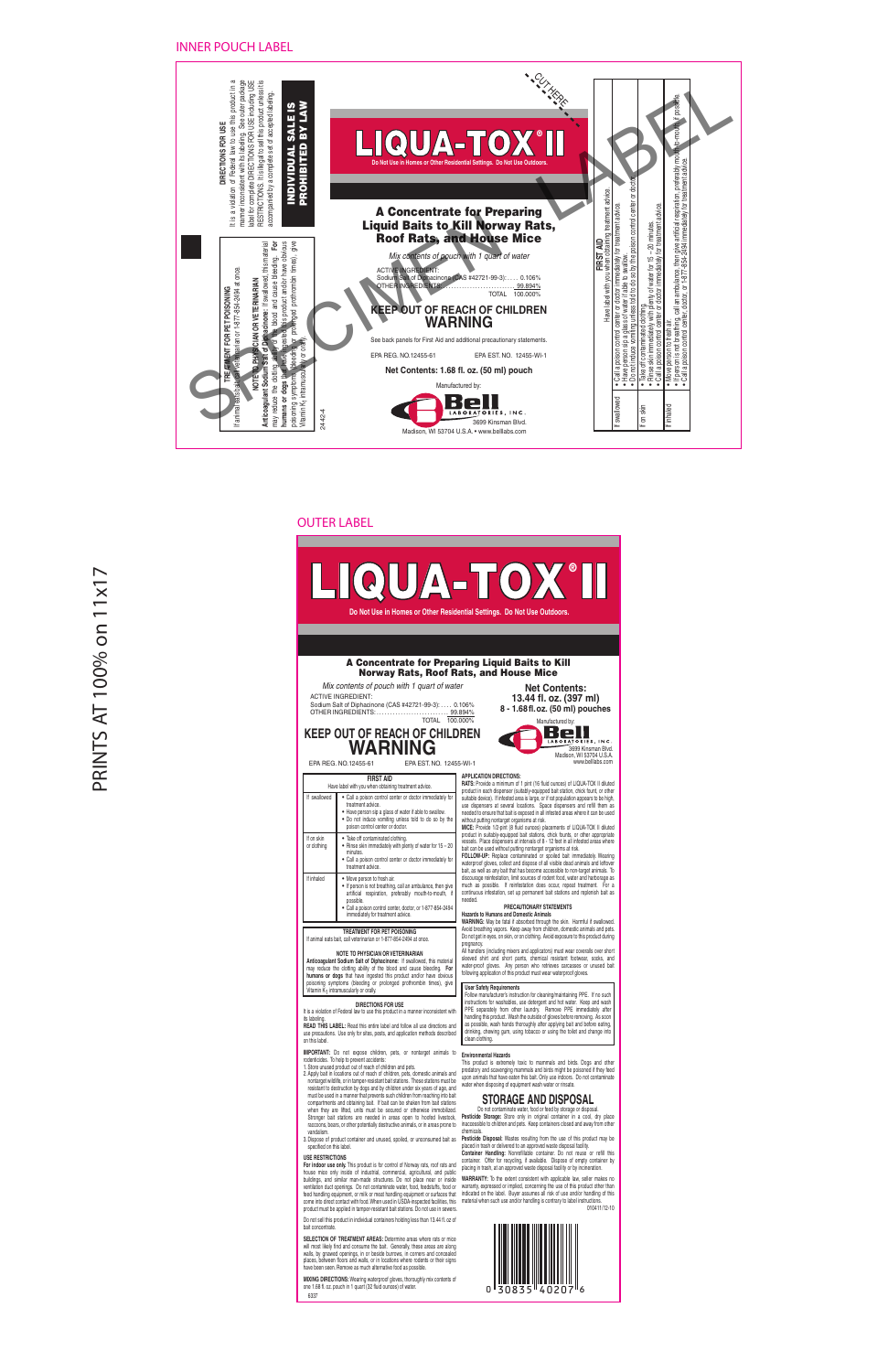# INNER POUCH LABEL

**DIRECTIONS FOR USE**

It is a violation of Federal law to use this product in a manner inconsistent with its labeling. See outer package label for complete DIRECTIONS FOR USE including USE RESTRICTIONS. It is illegal to sell this product unless its accompanied by a complete set of accepted labeling.

**INDIVIDUAL SALE IS PROHIBITED BY LAW**

**TREATMENT FOR PET POISONING**

If animal eats bait, call veterinarian or 1-877-854-2494 at once.

**NOTE TO PHYSICIAN OR VETERINARIAN**

**Anticoagulant Sodium Salt of Diphacinone:** If swallowed, this material may reduce the clotting ability of the blood and cause bleeding. **For humans or dogs** that have ingested this product and/or have obvious poisoning symptoms (bleeding or prolonged prothrombin times), give Vitamin $K_1$ intramuscularly or orally.

24-42-4

CUT HERE

SPECIMEN LABEL

# LIQUA-TOX® II

**Do Not Use in Homes or Other Residential Settings. Do Not Use Outdoors.**

## A Concentrate for Preparing Liquid Baits to Kill Norway Rats, Roof Rats, and House Mice

*Mix contents of pouch with 1 quart of water*

ACTIVE INGREDIENT:
Sodium Salt of Diphacinone (CAS #42721-99-3): . . . . . 0.106%
OTHER INGREDIENTS: . . . . . . . . . . . . . . . . . . . 99.894%
TOTAL 100.000%

## KEEP OUT OF REACH OF CHILDREN
## WARNING

See back panels for First Aid and additional precautionary statements.

EPA REG. NO.12455-61 EPA EST. NO. 12455-WI-1

**Net Contents: 1.68 fl. oz. (50 ml) pouch**

Manufactured by:
Bell LABORATORIES, INC.
3699 Kinsman Blvd.
Madison, WI 53704 U.S.A. • www.belllabs.com

**FIRST AID**

Have label with you when obtaining treatment advice.

| | |
|---|---|
| If swallowed | • Call a poison control center or doctor immediately for treatment advice. • Have person sip a glass of water if able to swallow. • Do not induce vomiting unless told to do so by the poison control center or doctor. |
| If on skin | • Take off contaminated clothing. • Rinse skin immediately with plenty of water for 15 – 20 minutes. • Call a poison control center or doctor immediately for treatment advice. |
| If inhaled | • Move person to fresh air. • If person is not breathing, call an ambulance, then give artificial respiration, preferably mouth-to-mouth, if possible. • Call a poison control center, doctor, or 1-877-854-2494 immediately for treatment advice. |

PRINTS AT 100% on 11x17

# OUTER LABEL

# LIQUA-TOX® II

**Do Not Use in Homes or Other Residential Settings. Do Not Use Outdoors.**

## A Concentrate for Preparing Liquid Baits to Kill Norway Rats, Roof Rats, and House Mice

*Mix contents of pouch with 1 quart of water*

ACTIVE INGREDIENT:
Sodium Salt of Diphacinone (CAS #42721-99-3): . . . . 0.106%
OTHER INGREDIENTS: . . . . . . . . . . . . . . . . . . 99.894%
TOTAL 100.000%

**Net Contents: 13.44 fl. oz. (397 ml) 8 - 1.68 fl. oz. (50 ml) pouches**

## KEEP OUT OF REACH OF CHILDREN
## WARNING

Manufactured by:
Bell LABORATORIES, INC.
3699 Kinsman Blvd.
Madison, WI 53704 U.S.A.
www.belllabs.com

EPA REG. NO.12455-61 EPA EST. NO. 12455-WI-1

**FIRST AID**

Have label with you when obtaining treatment advice.

| | |
|---|---|
| If swallowed | • Call a poison control center or doctor immediately for treatment advice. • Have person sip a glass of water if able to swallow. • Do not induce vomiting unless told to do so by the poison control center or doctor. |
| If on skin or clothing | • Take off contaminated clothing. • Rinse skin immediately with plenty of water for 15 – 20 minutes. • Call a poison control center or doctor immediately for treatment advice. |
| If inhaled | • Move person to fresh air. • If person is not breathing, call an ambulance, then give artificial respiration, preferably mouth-to-mouth, if possible. • Call a poison control center, doctor, or 1-877-854-2494 immediately for treatment advice. |

**TREATMENT FOR PET POISONING**

If animal eats bait, call veterinarian or 1-877-854-2494 at once.

**NOTE TO PHYSICIAN OR VETERINARIAN**

**Anticoagulant Sodium Salt of Diphacinone:** If swallowed, this material may reduce the clotting ability of the blood and cause bleeding. **For humans or dogs** that have ingested this product and/or have obvious poisoning symptoms (bleeding or prolonged prothrombin times), give Vitamin $K_1$ intramuscularly or orally.

**DIRECTIONS FOR USE**

It is a violation of Federal law to use this product in a manner inconsistent with its labeling.

**READ THIS LABEL:** Read this entire label and follow all use directions and use precautions. Use only for sites, pests, and application methods described on this label.

**IMPORTANT:** Do not expose children, pets, or nontarget animals to rodenticides. To help to prevent accidents:

1. Store unused product out of reach of children and pets.
2. Apply bait in locations out of reach of children, pets, domestic animals and nontarget wildlife, or in tamper-resistant bait stations. These stations must be resistant to destruction by dogs and by children under six years of age, and must be used in a manner that prevents such children from reaching into bait compartments and obtaining bait. If bait can be shaken from bait stations when they are lifted, units must be secured or otherwise immobilized. Stronger bait stations are needed in areas open to hoofed livestock, raccoons, bears, or other potentially destructive animals, or in areas prone to vandalism.
3. Dispose of product container and unused, spoiled, or unconsumed bait as specified on this label.

**USE RESTRICTIONS**

**For indoor use only.** This product is for control of Norway rats, roof rats and house mice only inside of industrial, commercial, agricultural, and public buildings, and similar man-made structures. Do not place near or inside ventilation duct openings. Do not contaminate water, food, feedstuffs, food or feed handling equipment, or milk or meat handling equipment or surfaces that come into direct contact with food. When used in USDA-inspected facilities, this product must be applied in tamper-resistant bait stations. Do not use in sewers.

Do not sell this product in individual containers holding less than 13.44 fl. oz of bait concentrate.

**SELECTION OF TREATMENT AREAS:** Determine areas where rats or mice will most likely find and consume the bait. Generally, these areas are along walls, by gnawed openings, in or beside burrows, in corners and concealed places, between floors and walls, or in locations where rodents or their signs have been seen. Remove as much alternative food as possible.

**MIXING DIRECTIONS:** Wearing waterproof gloves, thoroughly mix contents of one 1.68 fl. oz. pouch in 1 quart (32 fluid ounces) of water.

6337

**APPLICATION DIRECTIONS:**

**RATS:** Provide a minimum of 1 pint (16 fluid ounces) of LIQUA-TOX II diluted product in each dispenser (suitably-equipped bait station, chick fount, or other suitable device). If infested area is large, or if rat population appears to be high, use dispensers at several locations. Space dispensers and refill them as needed to ensure that bait is exposed in all infested areas where it can be used without putting nontarget organisms at risk.

**MICE:** Provide 1/2-pint (8 fluid ounces) placements of LIQUA-TOX II diluted product in suitably-equipped bait stations, chick founts, or other appropriate vessels. Place dispensers at intervals of 8 - 12 feet in all infested areas where bait can be used without putting nontarget organisms at risk.

**FOLLOW-UP:** Replace contaminated or spoiled bait immediately. Wearing waterproof gloves, collect and dispose of all visible dead animals and leftover bait, as well as any bait that has become accessible to non-target animals. To discourage reinfestation, limit sources of rodent food, water and harborage as much as possible. If reinfestation does occur, repeat treatment. For a continuous infestation, set up permanent bait stations and replenish bait as needed.

**PRECAUTIONARY STATEMENTS**

**Hazards to Humans and Domestic Animals**

**WARNING:** May be fatal if absorbed through the skin. Harmful if swallowed. Avoid breathing vapors. Keep away from children, domestic animals and pets. Do not get in eyes, on skin, or on clothing. Avoid exposure to this product during pregnancy.

All handlers (including mixers and applicators) must wear coveralls over short sleeved shirt and short pants, chemical resistant footwear, socks, and water-proof gloves. Any person who retrieves carcasses or unused bait following application of this product must wear waterproof gloves.

**User Safety Requirements**

Follow manufacturer's instruction for cleaning/maintaining PPE. If no such instructions for washables, use detergent and hot water. Keep and wash PPE separately from other laundry. Remove PPE immediately after handling this product. Wash the outside of gloves before removing. As soon as possible, wash hands thoroughly after applying bait and before eating, drinking, chewing gum, using tobacco or using the toilet and change into clean clothing.

**Environmental Hazards**

This product is extremely toxic to mammals and birds. Dogs and other predatory and scavenging mammals and birds might be poisoned if they feed upon animals that have eaten this bait. Only use indoors. Do not contaminate water when disposing of equipment wash water or rinsate.

## STORAGE AND DISPOSAL

Do not contaminate water, food or feed by storage or disposal.

**Pesticide Storage:** Store only in original container in a cool, dry place inaccessible to children and pets. Keep containers closed and away from other chemicals.

**Pesticide Disposal:** Wastes resulting from the use of this product may be placed in trash or delivered to an approved waste disposal facility.

**Container Handling:** Nonrefillable container. Do not reuse or refill this container. Offer for recycling, if available. Dispose of empty container by placing in trash, at an approved waste disposal facility or by incineration.

**WARRANTY:** To the extent consistent with applicable law, seller makes no warranty, expressed or implied, concerning the use of this product other than indicated on the label. Buyer assumes all risk of use and/or handling of this material when such use and/or handling is contrary to label instructions.

010411/12-10

0 30835 40207 6